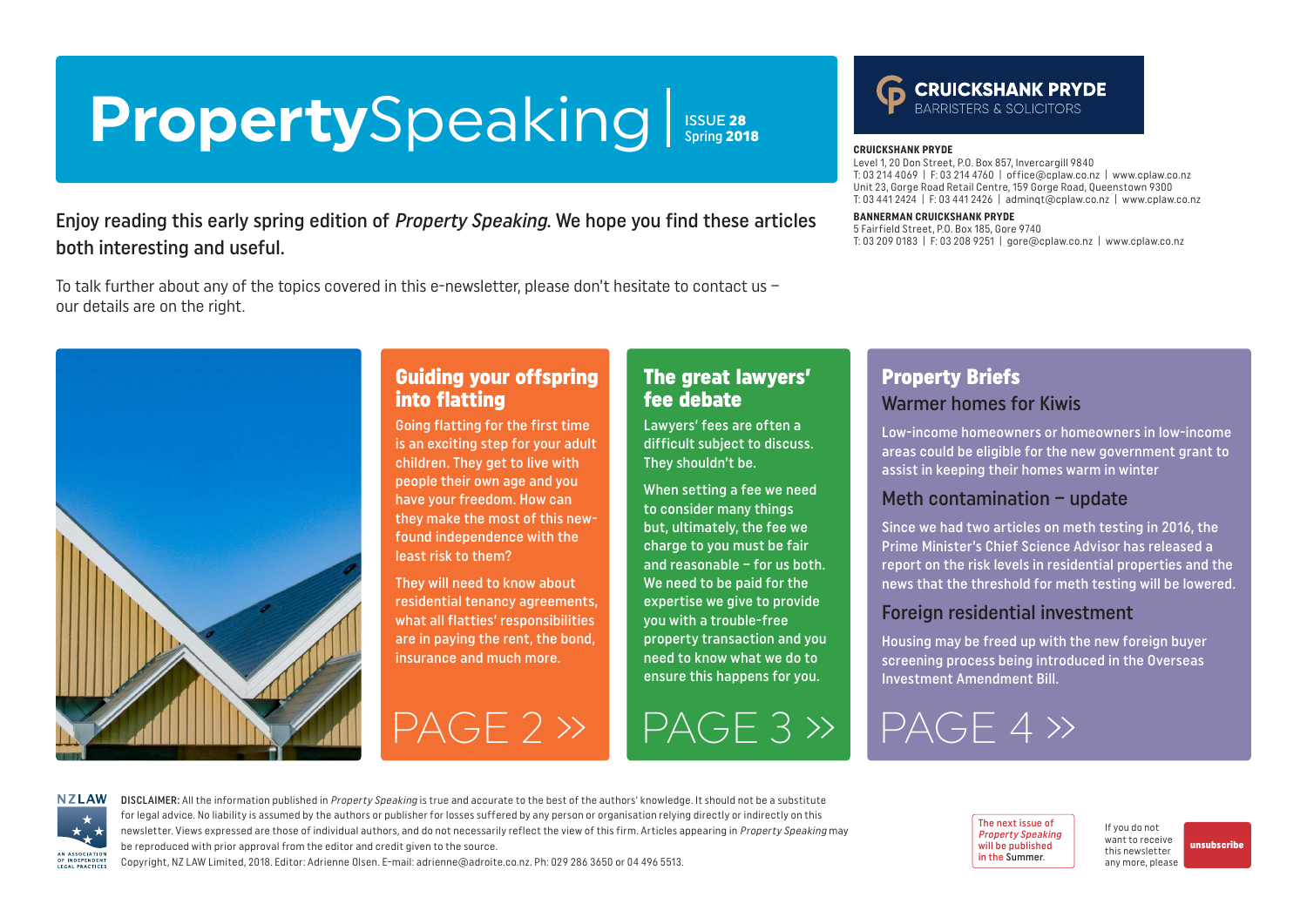# PropertySpeaking

ISSUE 28
Spring 2018

**CRUICKSHANK PRYDE**
BARRISTERS & SOLICITORS

**CRUICKSHANK PRYDE**
Level 1, 20 Don Street, P.O. Box 857, Invercargill 9840
T: 03 214 4069 | F: 03 214 4760 | office@cplaw.co.nz | www.cplaw.co.nz
Unit 23, Gorge Road Retail Centre, 159 Gorge Road, Queenstown 9300
T: 03 441 2424 | F: 03 441 2426 | adminqt@cplaw.co.nz | www.cplaw.co.nz

**BANNERMAN CRUICKSHANK PRYDE**
5 Fairfield Street, P.O. Box 185, Gore 9740
T: 03 209 0183 | F: 03 208 9251 | gore@cplaw.co.nz | www.cplaw.co.nz

Enjoy reading this early spring edition of *Property Speaking*. We hope you find these articles both interesting and useful.

To talk further about any of the topics covered in this e-newsletter, please don't hesitate to contact us – our details are on the right.

## Guiding your offspring into flatting

Going flatting for the first time is an exciting step for your adult children. They get to live with people their own age and you have your freedom. How can they make the most of this new-found independence with the least risk to them?

They will need to know about residential tenancy agreements, what all flatties' responsibilities are in paying the rent, the bond, insurance and much more.

PAGE 2 »

## The great lawyers' fee debate

Lawyers' fees are often a difficult subject to discuss. They shouldn't be.

When setting a fee we need to consider many things but, ultimately, the fee we charge to you must be fair and reasonable – for us both. We need to be paid for the expertise we give to provide you with a trouble-free property transaction and you need to know what we do to ensure this happens for you.

PAGE 3 »

## Property Briefs

### Warmer homes for Kiwis

Low-income homeowners or homeowners in low-income areas could be eligible for the new government grant to assist in keeping their homes warm in winter

### Meth contamination – update

Since we had two articles on meth testing in 2016, the Prime Minister's Chief Science Advisor has released a report on the risk levels in residential properties and the news that the threshold for meth testing will be lowered.

### Foreign residential investment

Housing may be freed up with the new foreign buyer screening process being introduced in the Overseas Investment Amendment Bill.

PAGE 4 »

NZLAW
AN ASSOCIATION OF INDEPENDENT LEGAL PRACTICES

**DISCLAIMER:** All the information published in *Property Speaking* is true and accurate to the best of the authors' knowledge. It should not be a substitute for legal advice. No liability is assumed by the authors or publisher for losses suffered by any person or organisation relying directly or indirectly on this newsletter. Views expressed are those of individual authors, and do not necessarily reflect the view of this firm. Articles appearing in *Property Speaking* may be reproduced with prior approval from the editor and credit given to the source.
Copyright, NZ LAW Limited, 2018. Editor: Adrienne Olsen. E-mail: adrienne@adroite.co.nz. Ph: 029 286 3650 or 04 496 5513.

The next issue of *Property Speaking* will be published in the Summer.

If you do not want to receive this newsletter any more, please unsubscribe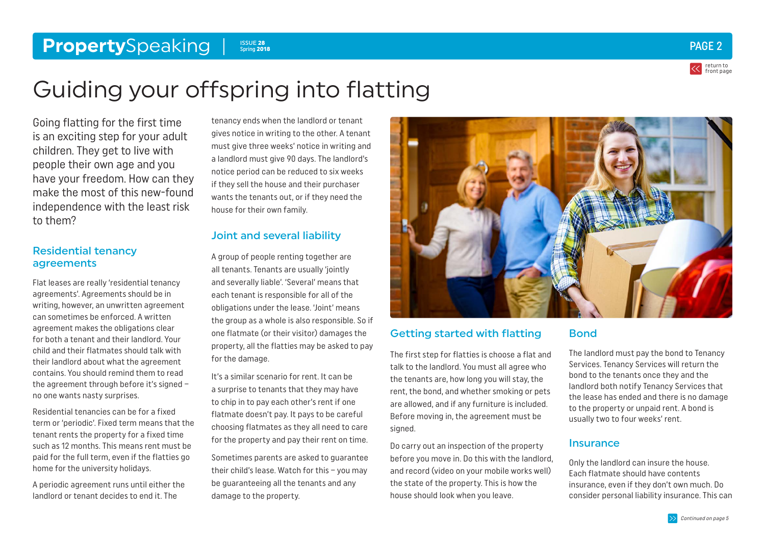# Guiding your offspring into flatting

Going flatting for the first time is an exciting step for your adult children. They get to live with people their own age and you have your freedom. How can they make the most of this new-found independence with the least risk to them?

## Residential tenancy agreements

Flat leases are really 'residential tenancy agreements'. Agreements should be in writing, however, an unwritten agreement can sometimes be enforced. A written agreement makes the obligations clear for both a tenant and their landlord. Your child and their flatmates should talk with their landlord about what the agreement contains. You should remind them to read the agreement through before it's signed – no one wants nasty surprises.

Residential tenancies can be for a fixed term or 'periodic'. Fixed term means that the tenant rents the property for a fixed time such as 12 months. This means rent must be paid for the full term, even if the flatties go home for the university holidays.

A periodic agreement runs until either the landlord or tenant decides to end it. The tenancy ends when the landlord or tenant gives notice in writing to the other. A tenant must give three weeks' notice in writing and a landlord must give 90 days. The landlord's notice period can be reduced to six weeks if they sell the house and their purchaser wants the tenants out, or if they need the house for their own family.

## Joint and several liability

A group of people renting together are all tenants. Tenants are usually 'jointly and severally liable'. 'Several' means that each tenant is responsible for all of the obligations under the lease. 'Joint' means the group as a whole is also responsible. So if one flatmate (or their visitor) damages the property, all the flatties may be asked to pay for the damage.

It's a similar scenario for rent. It can be a surprise to tenants that they may have to chip in to pay each other's rent if one flatmate doesn't pay. It pays to be careful choosing flatmates as they all need to care for the property and pay their rent on time.

Sometimes parents are asked to guarantee their child's lease. Watch for this – you may be guaranteeing all the tenants and any damage to the property.

## Getting started with flatting

The first step for flatties is choose a flat and talk to the landlord. You must all agree who the tenants are, how long you will stay, the rent, the bond, and whether smoking or pets are allowed, and if any furniture is included. Before moving in, the agreement must be signed.

Do carry out an inspection of the property before you move in. Do this with the landlord, and record (video on your mobile works well) the state of the property. This is how the house should look when you leave.

## Bond

The landlord must pay the bond to Tenancy Services. Tenancy Services will return the bond to the tenants once they and the landlord both notify Tenancy Services that the lease has ended and there is no damage to the property or unpaid rent. A bond is usually two to four weeks' rent.

## Insurance

Only the landlord can insure the house. Each flatmate should have contents insurance, even if they don't own much. Do consider personal liability insurance. This can

*Continued on page 5*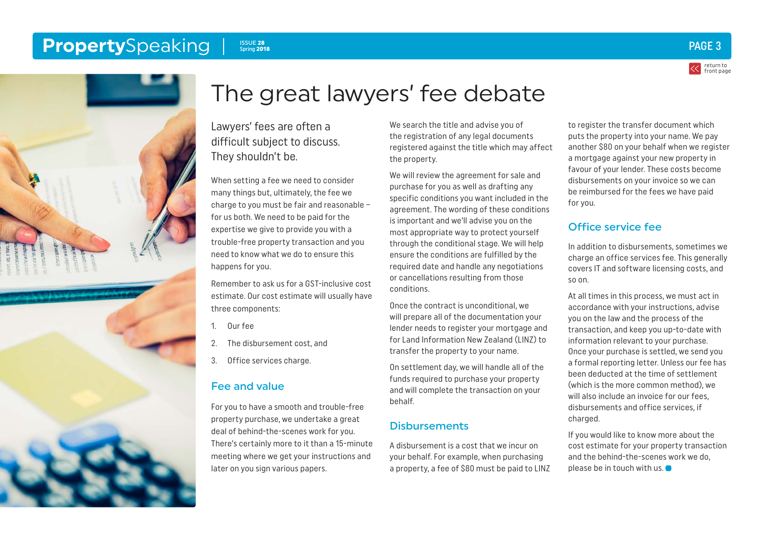# The great lawyers' fee debate

Lawyers' fees are often a difficult subject to discuss. They shouldn't be.

When setting a fee we need to consider many things but, ultimately, the fee we charge to you must be fair and reasonable – for us both. We need to be paid for the expertise we give to provide you with a trouble-free property transaction and you need to know what we do to ensure this happens for you.

Remember to ask us for a GST-inclusive cost estimate. Our cost estimate will usually have three components:

1. Our fee
2. The disbursement cost, and
3. Office services charge.

## Fee and value

For you to have a smooth and trouble-free property purchase, we undertake a great deal of behind-the-scenes work for you. There's certainly more to it than a 15-minute meeting where we get your instructions and later on you sign various papers.

We search the title and advise you of the registration of any legal documents registered against the title which may affect the property.

We will review the agreement for sale and purchase for you as well as drafting any specific conditions you want included in the agreement. The wording of these conditions is important and we'll advise you on the most appropriate way to protect yourself through the conditional stage. We will help ensure the conditions are fulfilled by the required date and handle any negotiations or cancellations resulting from those conditions.

Once the contract is unconditional, we will prepare all of the documentation your lender needs to register your mortgage and for Land Information New Zealand (LINZ) to transfer the property to your name.

On settlement day, we will handle all of the funds required to purchase your property and will complete the transaction on your behalf.

## Disbursements

A disbursement is a cost that we incur on your behalf. For example, when purchasing a property, a fee of $80 must be paid to LINZ to register the transfer document which puts the property into your name. We pay another $80 on your behalf when we register a mortgage against your new property in favour of your lender. These costs become disbursements on your invoice so we can be reimbursed for the fees we have paid for you.

## Office service fee

In addition to disbursements, sometimes we charge an office services fee. This generally covers IT and software licensing costs, and so on.

At all times in this process, we must act in accordance with your instructions, advise you on the law and the process of the transaction, and keep you up-to-date with information relevant to your purchase. Once your purchase is settled, we send you a formal reporting letter. Unless our fee has been deducted at the time of settlement (which is the more common method), we will also include an invoice for our fees, disbursements and office services, if charged.

If you would like to know more about the cost estimate for your property transaction and the behind-the-scenes work we do, please be in touch with us.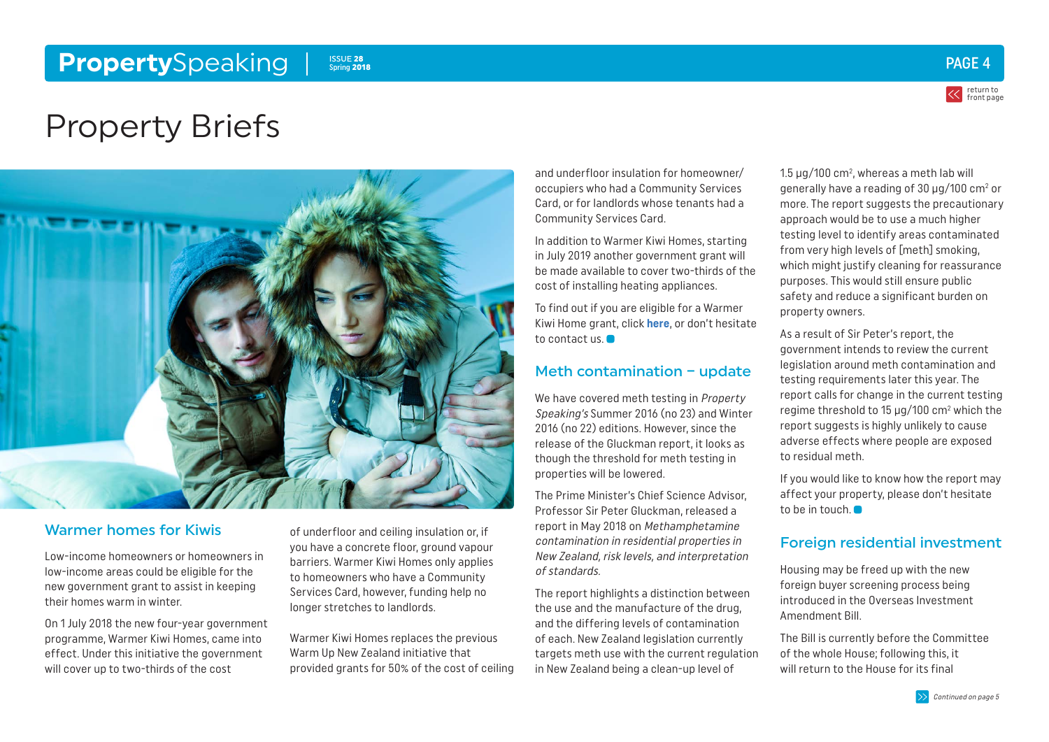# Property Briefs

## Warmer homes for Kiwis

Low-income homeowners or homeowners in low-income areas could be eligible for the new government grant to assist in keeping their homes warm in winter.

On 1 July 2018 the new four-year government programme, Warmer Kiwi Homes, came into effect. Under this initiative the government will cover up to two-thirds of the cost of underfloor and ceiling insulation or, if you have a concrete floor, ground vapour barriers. Warmer Kiwi Homes only applies to homeowners who have a Community Services Card, however, funding help no longer stretches to landlords.

Warmer Kiwi Homes replaces the previous Warm Up New Zealand initiative that provided grants for 50% of the cost of ceiling and underfloor insulation for homeowner/occupiers who had a Community Services Card, or for landlords whose tenants had a Community Services Card.

In addition to Warmer Kiwi Homes, starting in July 2019 another government grant will be made available to cover two-thirds of the cost of installing heating appliances.

To find out if you are eligible for a Warmer Kiwi Home grant, click **here**, or don't hesitate to contact us.

## Meth contamination – update

We have covered meth testing in *Property Speaking's* Summer 2016 (no 23) and Winter 2016 (no 22) editions. However, since the release of the Gluckman report, it looks as though the threshold for meth testing in properties will be lowered.

The Prime Minister's Chief Science Advisor, Professor Sir Peter Gluckman, released a report in May 2018 on *Methamphetamine contamination in residential properties in New Zealand, risk levels, and interpretation of standards.*

The report highlights a distinction between the use and the manufacture of the drug, and the differing levels of contamination of each. New Zealand legislation currently targets meth use with the current regulation in New Zealand being a clean-up level of 1.5 µg/100 $cm^2$, whereas a meth lab will generally have a reading of 30 µg/100 $cm^2$ or more. The report suggests the precautionary approach would be to use a much higher testing level to identify areas contaminated from very high levels of [meth] smoking, which might justify cleaning for reassurance purposes. This would still ensure public safety and reduce a significant burden on property owners.

As a result of Sir Peter's report, the government intends to review the current legislation around meth contamination and testing requirements later this year. The report calls for change in the current testing regime threshold to 15 µg/100 $cm^2$ which the report suggests is highly unlikely to cause adverse effects where people are exposed to residual meth.

If you would like to know how the report may affect your property, please don't hesitate to be in touch.

## Foreign residential investment

Housing may be freed up with the new foreign buyer screening process being introduced in the Overseas Investment Amendment Bill.

The Bill is currently before the Committee of the whole House; following this, it will return to the House for its final

*Continued on page 5*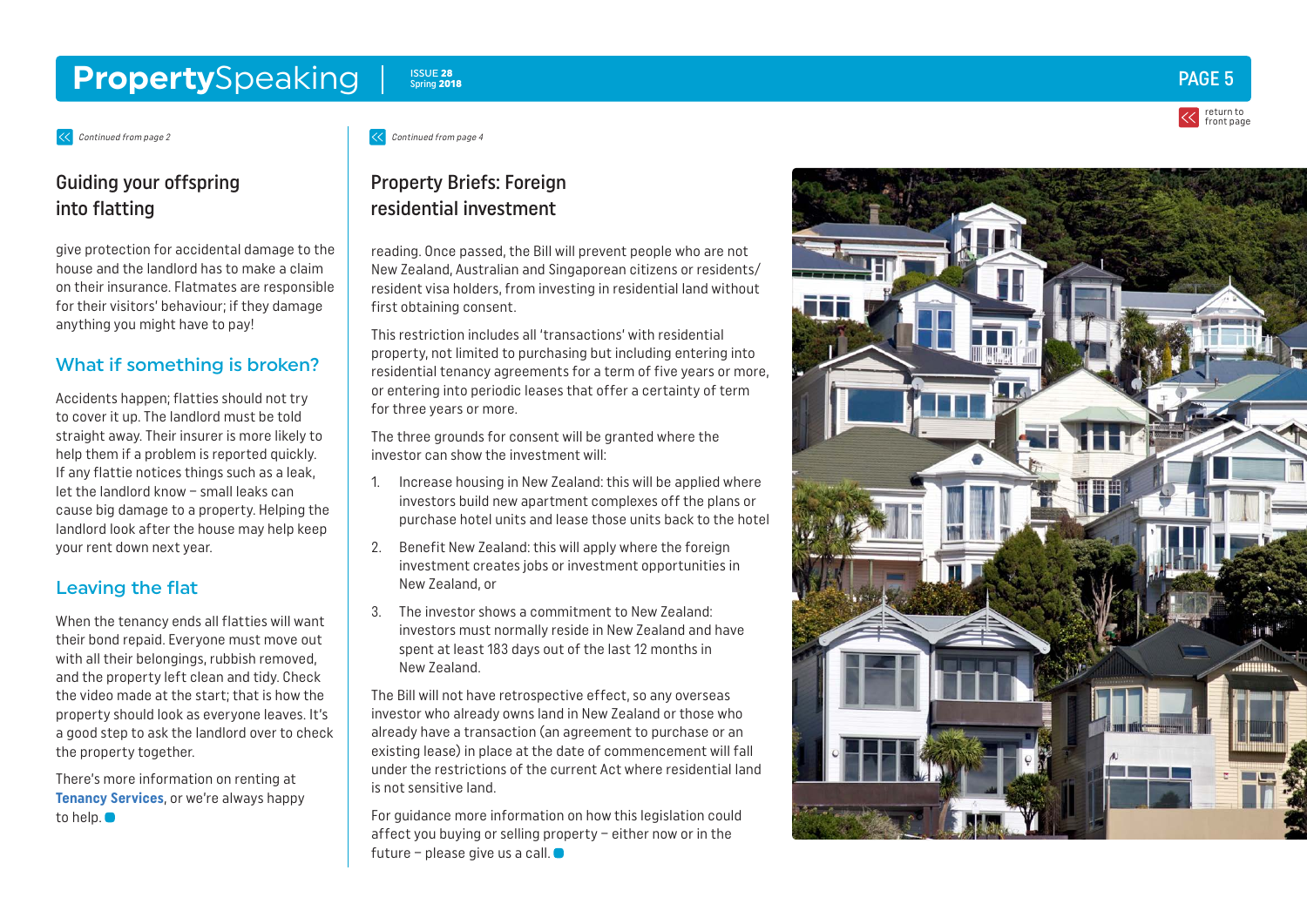*Continued from page 2*

## Guiding your offspring into flatting

give protection for accidental damage to the house and the landlord has to make a claim on their insurance. Flatmates are responsible for their visitors' behaviour; if they damage anything you might have to pay!

### What if something is broken?

Accidents happen; flatties should not try to cover it up. The landlord must be told straight away. Their insurer is more likely to help them if a problem is reported quickly. If any flattie notices things such as a leak, let the landlord know – small leaks can cause big damage to a property. Helping the landlord look after the house may help keep your rent down next year.

### Leaving the flat

When the tenancy ends all flatties will want their bond repaid. Everyone must move out with all their belongings, rubbish removed, and the property left clean and tidy. Check the video made at the start; that is how the property should look as everyone leaves. It's a good step to ask the landlord over to check the property together.

There's more information on renting at **Tenancy Services**, or we're always happy to help.

*Continued from page 4*

## Property Briefs: Foreign residential investment

reading. Once passed, the Bill will prevent people who are not New Zealand, Australian and Singaporean citizens or residents/resident visa holders, from investing in residential land without first obtaining consent.

This restriction includes all 'transactions' with residential property, not limited to purchasing but including entering into residential tenancy agreements for a term of five years or more, or entering into periodic leases that offer a certainty of term for three years or more.

The three grounds for consent will be granted where the investor can show the investment will:

1. Increase housing in New Zealand: this will be applied where investors build new apartment complexes off the plans or purchase hotel units and lease those units back to the hotel
2. Benefit New Zealand: this will apply where the foreign investment creates jobs or investment opportunities in New Zealand, or
3. The investor shows a commitment to New Zealand: investors must normally reside in New Zealand and have spent at least 183 days out of the last 12 months in New Zealand.

The Bill will not have retrospective effect, so any overseas investor who already owns land in New Zealand or those who already have a transaction (an agreement to purchase or an existing lease) in place at the date of commencement will fall under the restrictions of the current Act where residential land is not sensitive land.

For guidance more information on how this legislation could affect you buying or selling property – either now or in the future – please give us a call.